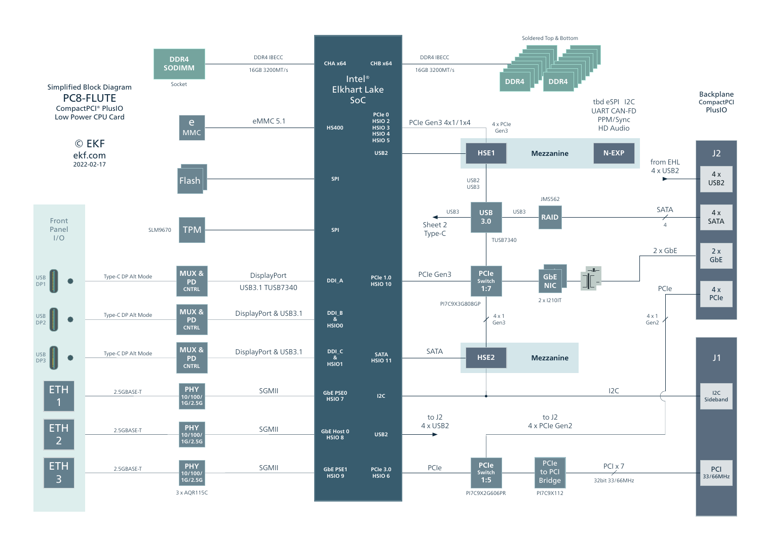Simplified Block Diagram

# PC8-FLUTE

CompactPCI® PlusIO
Low Power CPU Card

© EKF
ekf.com
2022-02-17

DDR4 SODIMM — Socket — DDR4 IBECC 16GB 3200MT/s — CHA x64

CHB x64 — DDR4 IBECC 16GB 3200MT/s — DDR4 DDR4 (Soldered Top & Bottom)

Intel® Elkhart Lake SoC

eMMC — eMMC 5.1 — HS400

Flash — SPI

SLM9670 TPM — SPI

PCIe 0, HSIO 2, HSIO 3, HSIO 4, HSIO 5 — PCIe Gen3 4x1/1x4 — 4 x PCIe Gen3 — HSE1 Mezzanine N-EXP

USB2 — HSE1

tbd eSPI I2C
UART CAN-FD
PPM/Sync
HD Audio

Backplane CompactPCI PlusIO

J2: 4 x USB2 (from EHL 4 x USB2), 4 x SATA, 2 x GbE, 4 x PCIe

USB2, USB3 — USB 3.0 (TUSB7340) — USB3 — Sheet 2 Type-C

USB 3.0 — USB3 — RAID (JMS562) — SATA 4 — 4 x SATA

PCIe 1.0 HSIO 10 — PCIe Gen3 — PCIe Switch 1:7 (PI7C9X3G808GP) — GbE NIC (2 x I210IT) — 2 x GbE

PCIe Switch — 4 x 1 Gen3 — HSE2

PCIe — 4 x 1 Gen2 — 4 x PCIe

Front Panel I/O

USB DP1 — Type-C DP Alt Mode — MUX & PD CNTRL — DisplayPort USB3.1 TUSB7340 — DDI_A

USB DP2 — Type-C DP Alt Mode — MUX & PD CNTRL — DisplayPort & USB3.1 — DDI_B & HSIO0

USB DP3 — Type-C DP Alt Mode — MUX & PD CNTRL — DisplayPort & USB3.1 — DDI_C & HSIO1

SATA HSIO 11 — SATA — HSE2 Mezzanine

ETH 1 — 2.5GBASE-T — PHY 10/100/1G/2.5G — SGMII — GbE PSE0 HSIO 7

I2C — I2C — J1: I2C Sideband

ETH 2 — 2.5GBASE-T — PHY 10/100/1G/2.5G — SGMII — GbE Host 0 HSIO 8

USB2 — to J2 4 x USB2

to J2 4 x PCIe Gen2

ETH 3 — 2.5GBASE-T — PHY 10/100/1G/2.5G — SGMII — GbE PSE1 HSIO 9

3 x AQR115C

PCIe 3.0 HSIO 6 — PCIe — PCIe Switch 1:5 (PI7C9X2G606PR) — PCIe to PCI Bridge (PI7C9X112) — PCI x 7 32bit 33/66MHz — PCI 33/66MHz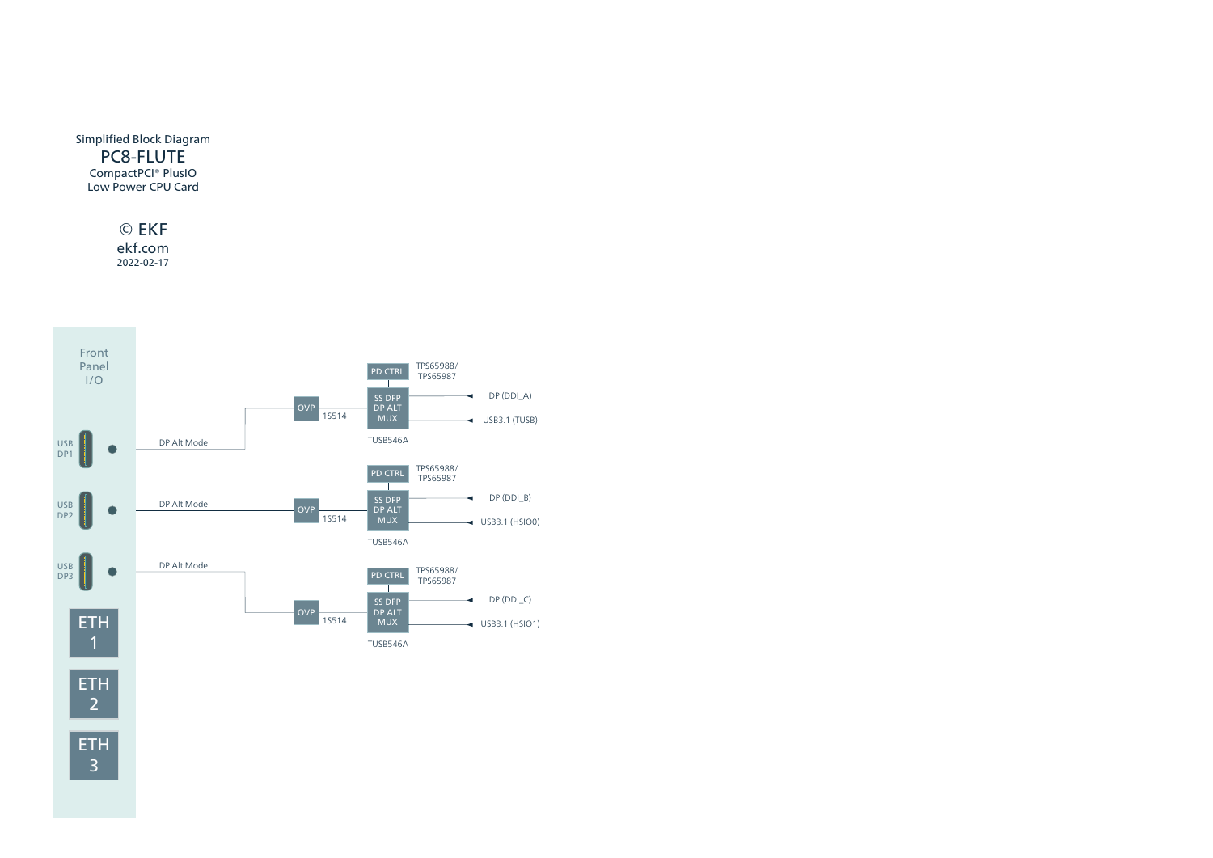Simplified Block Diagram

# PC8-FLUTE

CompactPCI® PlusIO
Low Power CPU Card

© EKF
ekf.com
2022-02-17

Front
Panel
I/O

USB
DP1

DP Alt Mode

OVP

1S514

PD CTRL

TPS65988/
TPS65987

SS DFP
DP ALT
MUX

TUSB546A

DP (DDI_A)

USB3.1 (TUSB)

USB
DP2

DP Alt Mode

OVP

1S514

PD CTRL

TPS65988/
TPS65987

SS DFP
DP ALT
MUX

TUSB546A

DP (DDI_B)

USB3.1 (HSIO0)

USB
DP3

DP Alt Mode

OVP

1S514

PD CTRL

TPS65988/
TPS65987

SS DFP
DP ALT
MUX

TUSB546A

DP (DDI_C)

USB3.1 (HSIO1)

ETH
1

ETH
2

ETH
3